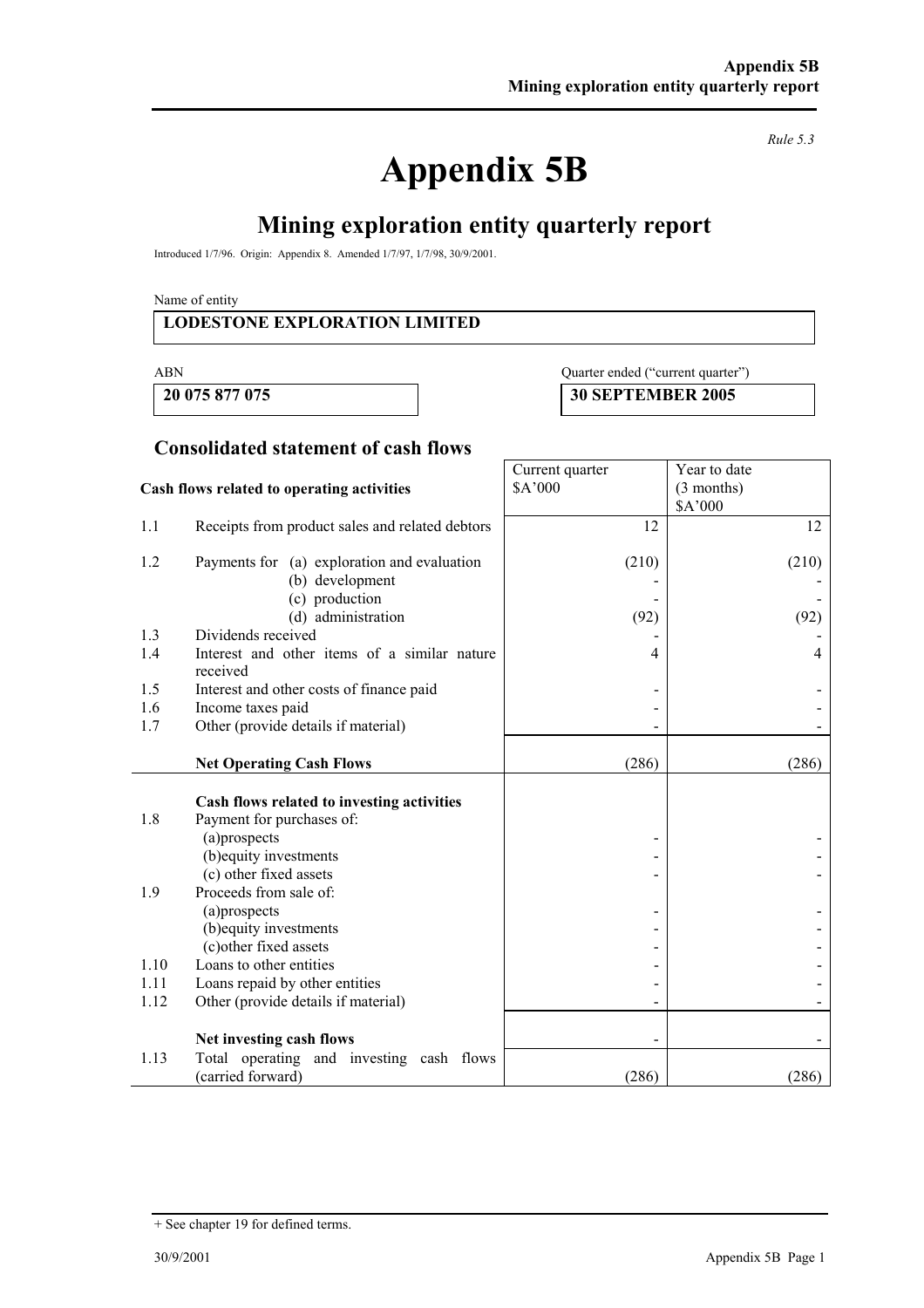*Rule 5.3*

# Appendix 5B

## Mining exploration entity quarterly report

Introduced 1/7/96. Origin: Appendix 8. Amended 1/7/97, 1/7/98, 30/9/2001.

Name of entity

**LODESTONE EXPLORATION LIMITED**

| ABN | Quarter ended ("current quarter") |
|---|---|
| **20 075 877 075** | **30 SEPTEMBER 2005** |

### Consolidated statement of cash flows

| | **Cash flows related to operating activities** | Current quarter $A'000 | Year to date (3 months) $A'000 |
|---|---|---|---|
| 1.1 | Receipts from product sales and related debtors | 12 | 12 |
| 1.2 | Payments for (a) exploration and evaluation | (210) | (210) |
| | (b) development | - | - |
| | (c) production | - | - |
| | (d) administration | (92) | (92) |
| 1.3 | Dividends received | - | - |
| 1.4 | Interest and other items of a similar nature received | 4 | 4 |
| 1.5 | Interest and other costs of finance paid | - | - |
| 1.6 | Income taxes paid | - | - |
| 1.7 | Other (provide details if material) | - | - |
| | **Net Operating Cash Flows** | (286) | (286) |
| | **Cash flows related to investing activities** | | |
| 1.8 | Payment for purchases of: | | |
| | (a)prospects | - | - |
| | (b)equity investments | - | - |
| | (c) other fixed assets | - | - |
| 1.9 | Proceeds from sale of: | | |
| | (a)prospects | - | - |
| | (b)equity investments | - | - |
| | (c)other fixed assets | - | - |
| 1.10 | Loans to other entities | - | - |
| 1.11 | Loans repaid by other entities | - | - |
| 1.12 | Other (provide details if material) | - | - |
| | **Net investing cash flows** | - | - |
| 1.13 | Total operating and investing cash flows (carried forward) | (286) | (286) |

+ See chapter 19 for defined terms.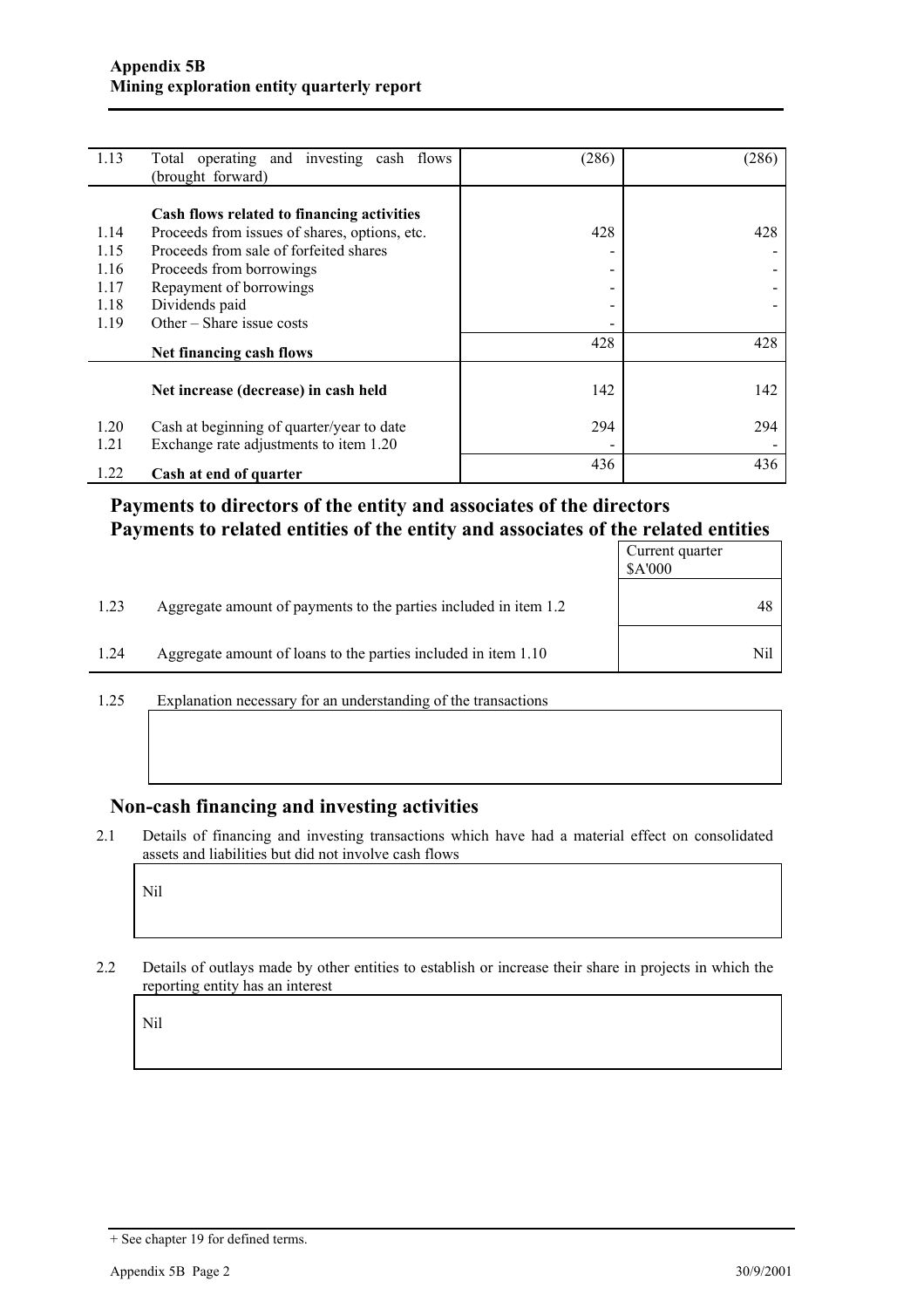| | | | |
|---|---|---|---|
| 1.13 | Total operating and investing cash flows (brought forward) | (286) | (286) |
| | **Cash flows related to financing activities** | | |
| 1.14 | Proceeds from issues of shares, options, etc. | 428 | 428 |
| 1.15 | Proceeds from sale of forfeited shares | - | - |
| 1.16 | Proceeds from borrowings | - | - |
| 1.17 | Repayment of borrowings | - | - |
| 1.18 | Dividends paid | - | - |
| 1.19 | Other – Share issue costs | - | |
| | **Net financing cash flows** | 428 | 428 |
| | **Net increase (decrease) in cash held** | 142 | 142 |
| 1.20 | Cash at beginning of quarter/year to date | 294 | 294 |
| 1.21 | Exchange rate adjustments to item 1.20 | - | - |
| 1.22 | **Cash at end of quarter** | 436 | 436 |

## Payments to directors of the entity and associates of the directors
## Payments to related entities of the entity and associates of the related entities

| | | Current quarter $A'000 |
|---|---|---|
| 1.23 | Aggregate amount of payments to the parties included in item 1.2 | 48 |
| 1.24 | Aggregate amount of loans to the parties included in item 1.10 | Nil |

1.25 Explanation necessary for an understanding of the transactions

## Non-cash financing and investing activities

2.1 Details of financing and investing transactions which have had a material effect on consolidated assets and liabilities but did not involve cash flows

Nil

2.2 Details of outlays made by other entities to establish or increase their share in projects in which the reporting entity has an interest

Nil

+ See chapter 19 for defined terms.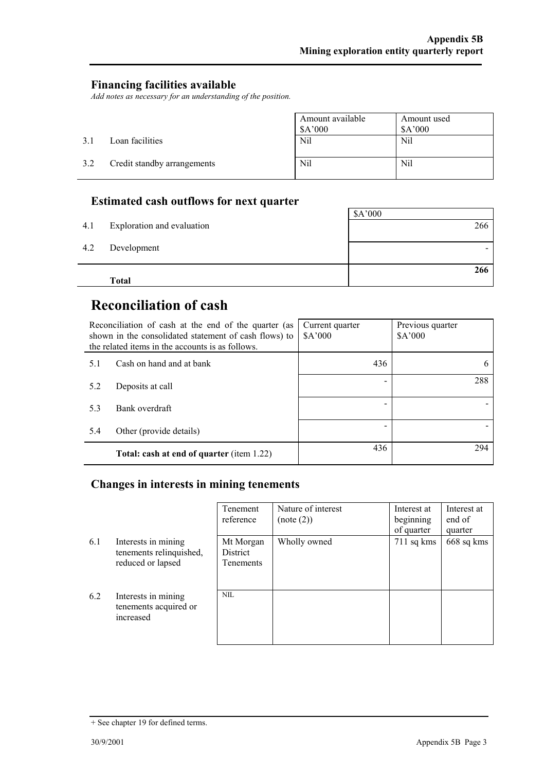## Financing facilities available

*Add notes as necessary for an understanding of the position.*

| | | Amount available $A'000 | Amount used $A'000 |
|---|---|---|---|
| 3.1 | Loan facilities | Nil | Nil |
| 3.2 | Credit standby arrangements | Nil | Nil |

## Estimated cash outflows for next quarter

| | | $A'000 |
|---|---|---|
| 4.1 | Exploration and evaluation | 266 |
| 4.2 | Development | - |
| | **Total** | **266** |

# Reconciliation of cash

| Reconciliation of cash at the end of the quarter (as shown in the consolidated statement of cash flows) to the related items in the accounts is as follows. | | Current quarter $A'000 | Previous quarter $A'000 |
|---|---|---|---|
| 5.1 | Cash on hand and at bank | 436 | 6 |
| 5.2 | Deposits at call | - | 288 |
| 5.3 | Bank overdraft | - | - |
| 5.4 | Other (provide details) | - | - |
| | **Total: cash at end of quarter** (item 1.22) | 436 | 294 |

## Changes in interests in mining tenements

| | | Tenement reference | Nature of interest (note (2)) | Interest at beginning of quarter | Interest at end of quarter |
|---|---|---|---|---|---|
| 6.1 | Interests in mining tenements relinquished, reduced or lapsed | Mt Morgan District Tenements | Wholly owned | 711 sq kms | 668 sq kms |
| 6.2 | Interests in mining tenements acquired or increased | NIL | | | |

+ See chapter 19 for defined terms.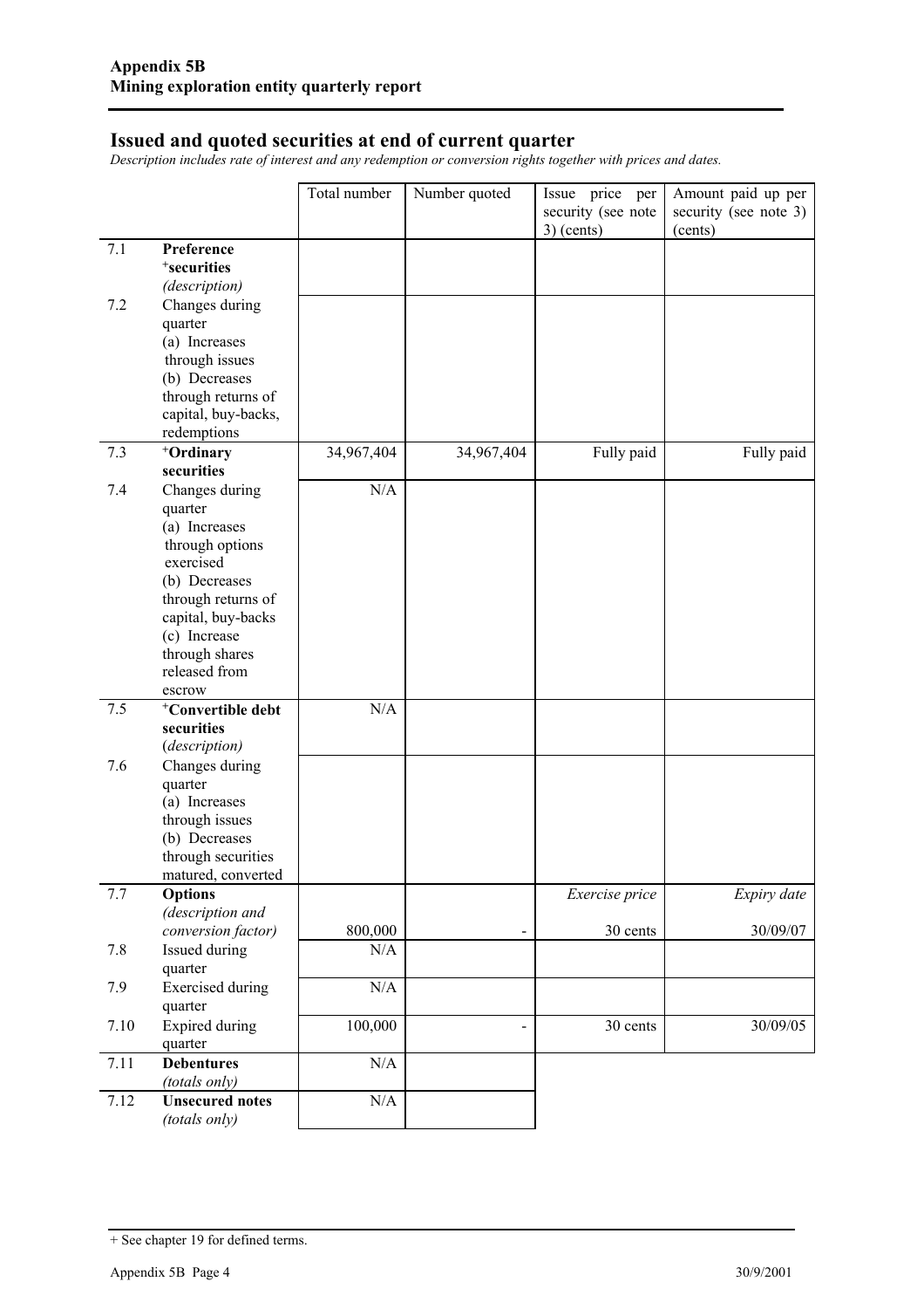**Appendix 5B**
**Mining exploration entity quarterly report**

## Issued and quoted securities at end of current quarter

*Description includes rate of interest and any redemption or conversion rights together with prices and dates.*

| | | Total number | Number quoted | Issue price per security (see note 3) (cents) | Amount paid up per security (see note 3) (cents) |
|---|---|---|---|---|---|
| 7.1 | **Preference** **+securities** *(description)* | | | | |
| 7.2 | Changes during quarter (a) Increases through issues (b) Decreases through returns of capital, buy-backs, redemptions | | | | |
| 7.3 | **+Ordinary securities** | 34,967,404 | 34,967,404 | Fully paid | Fully paid |
| 7.4 | Changes during quarter (a) Increases through options exercised (b) Decreases through returns of capital, buy-backs (c) Increase through shares released from escrow | N/A | | | |
| 7.5 | **+Convertible debt securities** *(description)* | N/A | | | |
| 7.6 | Changes during quarter (a) Increases through issues (b) Decreases through securities matured, converted | | | | |
| 7.7 | **Options** *(description and conversion factor)* | 800,000 | - | *Exercise price* 30 cents | *Expiry date* 30/09/07 |
| 7.8 | Issued during quarter | N/A | | | |
| 7.9 | Exercised during quarter | N/A | | | |
| 7.10 | Expired during quarter | 100,000 | - | 30 cents | 30/09/05 |
| 7.11 | **Debentures** *(totals only)* | N/A | | | |
| 7.12 | **Unsecured notes** *(totals only)* | N/A | | | |

+ See chapter 19 for defined terms.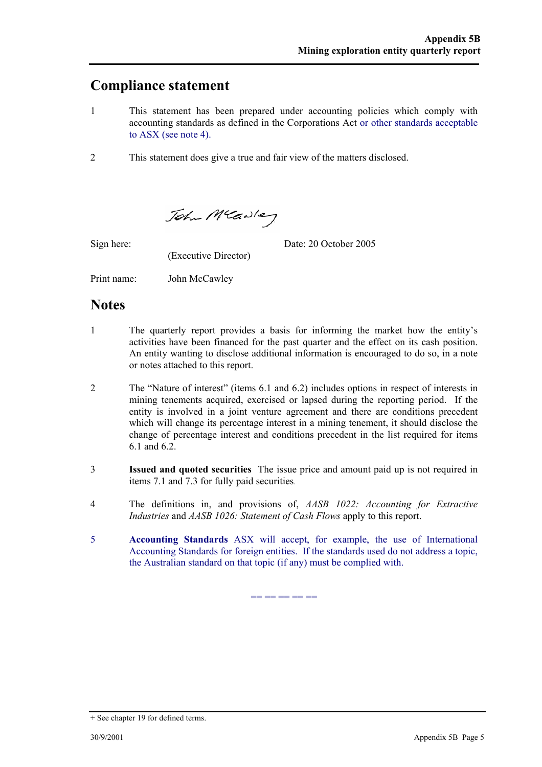## Compliance statement

1. This statement has been prepared under accounting policies which comply with accounting standards as defined in the Corporations Act or other standards acceptable to ASX (see note 4).

2. This statement does give a true and fair view of the matters disclosed.

Sign here: (Executive Director) Date: 20 October 2005

Print name: John McCawley

## Notes

1. The quarterly report provides a basis for informing the market how the entity's activities have been financed for the past quarter and the effect on its cash position. An entity wanting to disclose additional information is encouraged to do so, in a note or notes attached to this report.

2. The "Nature of interest" (items 6.1 and 6.2) includes options in respect of interests in mining tenements acquired, exercised or lapsed during the reporting period. If the entity is involved in a joint venture agreement and there are conditions precedent which will change its percentage interest in a mining tenement, it should disclose the change of percentage interest and conditions precedent in the list required for items 6.1 and 6.2.

3. **Issued and quoted securities** The issue price and amount paid up is not required in items 7.1 and 7.3 for fully paid securities.

4. The definitions in, and provisions of, *AASB 1022: Accounting for Extractive Industries* and *AASB 1026: Statement of Cash Flows* apply to this report.

5. **Accounting Standards** ASX will accept, for example, the use of International Accounting Standards for foreign entities. If the standards used do not address a topic, the Australian standard on that topic (if any) must be complied with.

== == == == ==

+ See chapter 19 for defined terms.